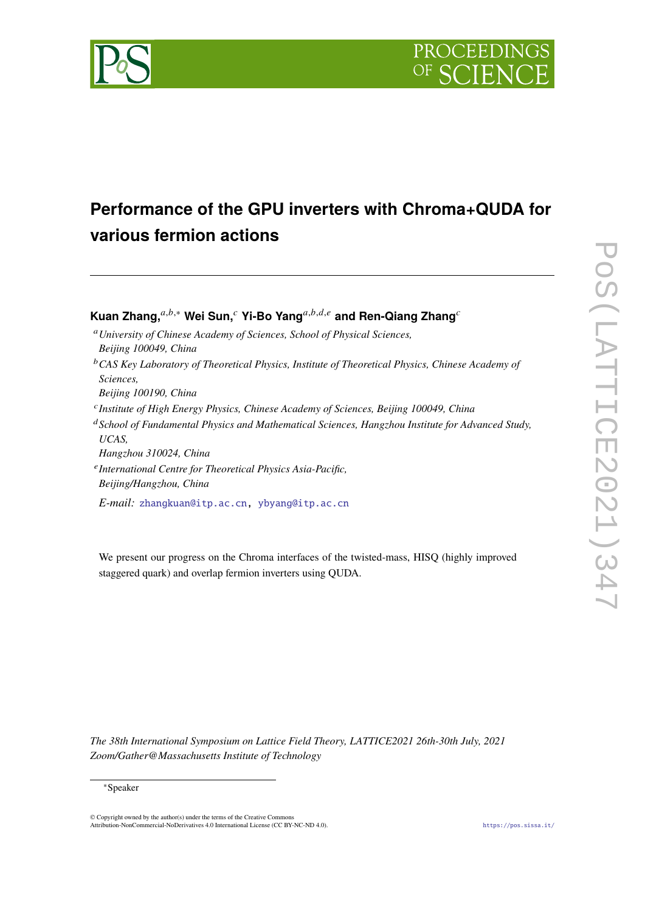# Performance of the GPU inverters with Chroma+QUDA for various fermion actions

**Kuan Zhang,**[a,b,*] **Wei Sun,**[c] **Yi-Bo Yang**[a,b,d,e] **and Ren-Qiang Zhang**[c]

[a] *University of Chinese Academy of Sciences, School of Physical Sciences, Beijing 100049, China*

[b] *CAS Key Laboratory of Theoretical Physics, Institute of Theoretical Physics, Chinese Academy of Sciences, Beijing 100190, China*

[c] *Institute of High Energy Physics, Chinese Academy of Sciences, Beijing 100049, China*

[d] *School of Fundamental Physics and Mathematical Sciences, Hangzhou Institute for Advanced Study, UCAS, Hangzhou 310024, China*

[e] *International Centre for Theoretical Physics Asia-Pacific, Beijing/Hangzhou, China*

*E-mail:* zhangkuan@itp.ac.cn, ybyang@itp.ac.cn

We present our progress on the Chroma interfaces of the twisted-mass, HISQ (highly improved staggered quark) and overlap fermion inverters using QUDA.

*The 38th International Symposium on Lattice Field Theory, LATTICE2021 26th-30th July, 2021 Zoom/Gather@Massachusetts Institute of Technology*

*Speaker

© Copyright owned by the author(s) under the terms of the Creative Commons Attribution-NonCommercial-NoDerivatives 4.0 International License (CC BY-NC-ND 4.0).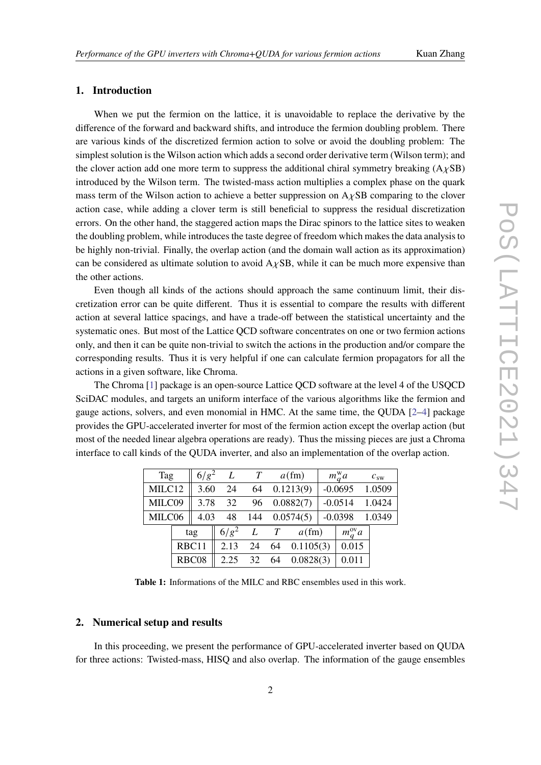## 1. Introduction

When we put the fermion on the lattice, it is unavoidable to replace the derivative by the difference of the forward and backward shifts, and introduce the fermion doubling problem. There are various kinds of the discretized fermion action to solve or avoid the doubling problem: The simplest solution is the Wilson action which adds a second order derivative term (Wilson term); and the clover action add one more term to suppress the additional chiral symmetry breaking (A$\chi$SB) introduced by the Wilson term. The twisted-mass action multiplies a complex phase on the quark mass term of the Wilson action to achieve a better suppression on A$\chi$SB comparing to the clover action case, while adding a clover term is still beneficial to suppress the residual discretization errors. On the other hand, the staggered action maps the Dirac spinors to the lattice sites to weaken the doubling problem, while introduces the taste degree of freedom which makes the data analysis to be highly non-trivial. Finally, the overlap action (and the domain wall action as its approximation) can be considered as ultimate solution to avoid A$\chi$SB, while it can be much more expensive than the other actions.

Even though all kinds of the actions should approach the same continuum limit, their discretization error can be quite different. Thus it is essential to compare the results with different action at several lattice spacings, and have a trade-off between the statistical uncertainty and the systematic ones. But most of the Lattice QCD software concentrates on one or two fermion actions only, and then it can be quite non-trivial to switch the actions in the production and/or compare the corresponding results. Thus it is very helpful if one can calculate fermion propagators for all the actions in a given software, like Chroma.

The Chroma [1] package is an open-source Lattice QCD software at the level 4 of the USQCD SciDAC modules, and targets an uniform interface of the various algorithms like the fermion and gauge actions, solvers, and even monomial in HMC. At the same time, the QUDA [2–4] package provides the GPU-accelerated inverter for most of the fermion action except the overlap action (but most of the needed linear algebra operations are ready). Thus the missing pieces are just a Chroma interface to call kinds of the QUDA inverter, and also an implementation of the overlap action.

| Tag | $6/g^2$ | $L$ | $T$ | $a$(fm) | $m_q^{\rm w}a$ | $c_{\rm sw}$ |
|---|---|---|---|---|---|---|
| MILC12 | 3.60 | 24 | 64 | 0.1213(9) | -0.0695 | 1.0509 |
| MILC09 | 3.78 | 32 | 96 | 0.0882(7) | -0.0514 | 1.0424 |
| MILC06 | 4.03 | 48 | 144 | 0.0574(5) | -0.0398 | 1.0349 |

| tag | $6/g^2$ | $L$ | $T$ | $a$(fm) | $m_q^{\rm ov}a$ |
|---|---|---|---|---|---|
| RBC11 | 2.13 | 24 | 64 | 0.1105(3) | 0.015 |
| RBC08 | 2.25 | 32 | 64 | 0.0828(3) | 0.011 |

**Table 1:** Informations of the MILC and RBC ensembles used in this work.

## 2. Numerical setup and results

In this proceeding, we present the performance of GPU-accelerated inverter based on QUDA for three actions: Twisted-mass, HISQ and also overlap. The information of the gauge ensembles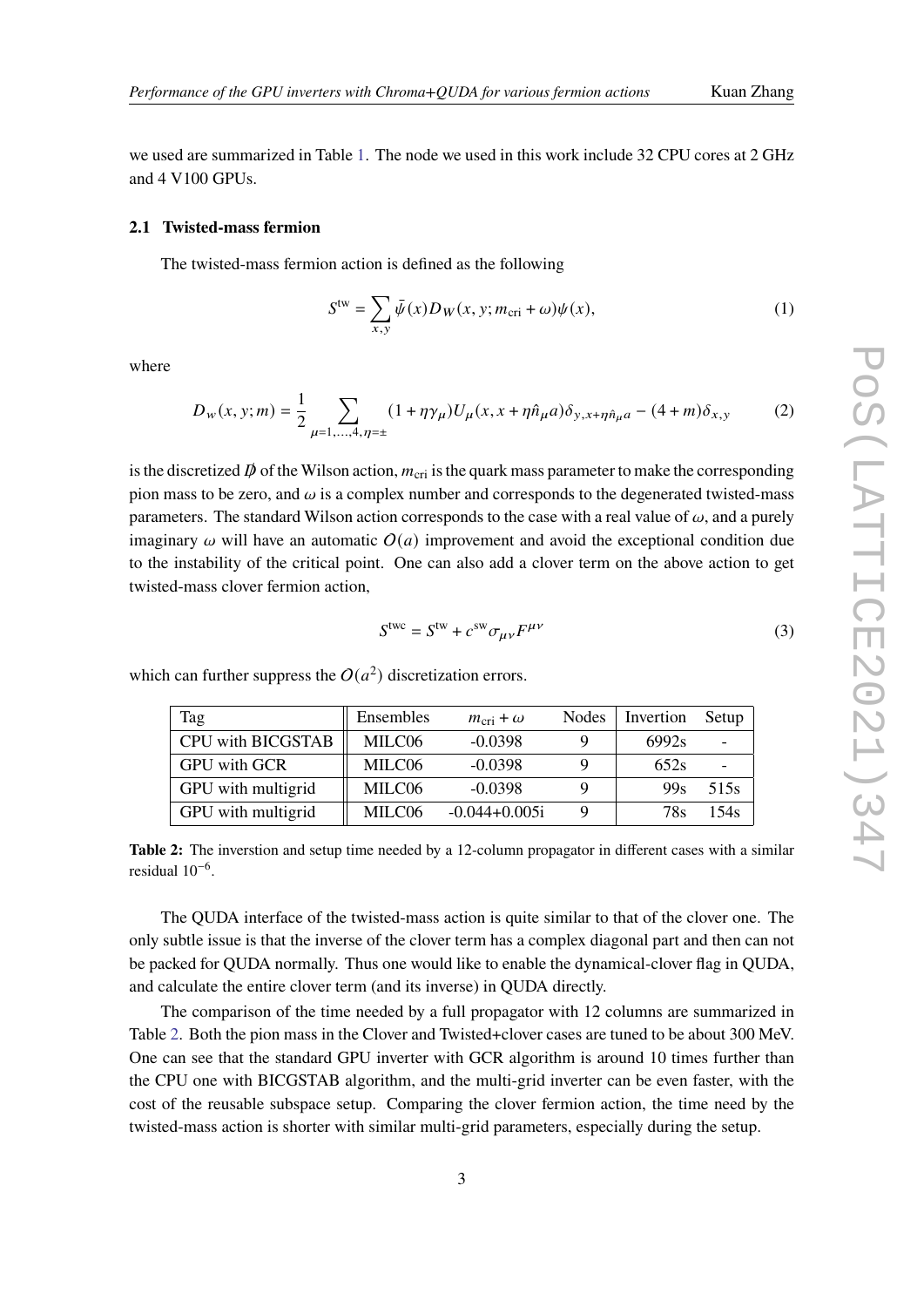we used are summarized in Table 1. The node we used in this work include 32 CPU cores at 2 GHz and 4 V100 GPUs.

### 2.1 Twisted-mass fermion

The twisted-mass fermion action is defined as the following

$$S^{\text{tw}} = \sum_{x,y} \bar{\psi}(x) D_W(x,y;m_{\text{cri}}+\omega)\psi(x), \tag{1}$$

where

$$D_w(x,y;m) = \frac{1}{2}\sum_{\mu=1,...,4,\eta=\pm}(1+\eta\gamma_\mu)U_\mu(x,x+\eta\hat{n}_\mu a)\delta_{y,x+\eta\hat{n}_\mu a} - (4+m)\delta_{x,y} \tag{2}$$

is the discretized $\not{D}$ of the Wilson action, $m_{\text{cri}}$ is the quark mass parameter to make the corresponding pion mass to be zero, and $\omega$ is a complex number and corresponds to the degenerated twisted-mass parameters. The standard Wilson action corresponds to the case with a real value of $\omega$, and a purely imaginary $\omega$ will have an automatic $O(a)$ improvement and avoid the exceptional condition due to the instability of the critical point. One can also add a clover term on the above action to get twisted-mass clover fermion action,

$$S^{\text{twc}} = S^{\text{tw}} + c^{\text{sw}}\sigma_{\mu\nu}F^{\mu\nu} \tag{3}$$

which can further suppress the $O(a^2)$ discretization errors.

| Tag | Ensembles | $m_{\text{cri}}+\omega$ | Nodes | Invertion | Setup |
|---|---|---|---|---|---|
| CPU with BICGSTAB | MILC06 | -0.0398 | 9 | 6992s | - |
| GPU with GCR | MILC06 | -0.0398 | 9 | 652s | - |
| GPU with multigrid | MILC06 | -0.0398 | 9 | 99s | 515s |
| GPU with multigrid | MILC06 | -0.044+0.005i | 9 | 78s | 154s |

**Table 2:** The inverstion and setup time needed by a 12-column propagator in different cases with a similar residual $10^{-6}$.

The QUDA interface of the twisted-mass action is quite similar to that of the clover one. The only subtle issue is that the inverse of the clover term has a complex diagonal part and then can not be packed for QUDA normally. Thus one would like to enable the dynamical-clover flag in QUDA, and calculate the entire clover term (and its inverse) in QUDA directly.

The comparison of the time needed by a full propagator with 12 columns are summarized in Table 2. Both the pion mass in the Clover and Twisted+clover cases are tuned to be about 300 MeV. One can see that the standard GPU inverter with GCR algorithm is around 10 times further than the CPU one with BICGSTAB algorithm, and the multi-grid inverter can be even faster, with the cost of the reusable subspace setup. Comparing the clover fermion action, the time need by the twisted-mass action is shorter with similar multi-grid parameters, especially during the setup.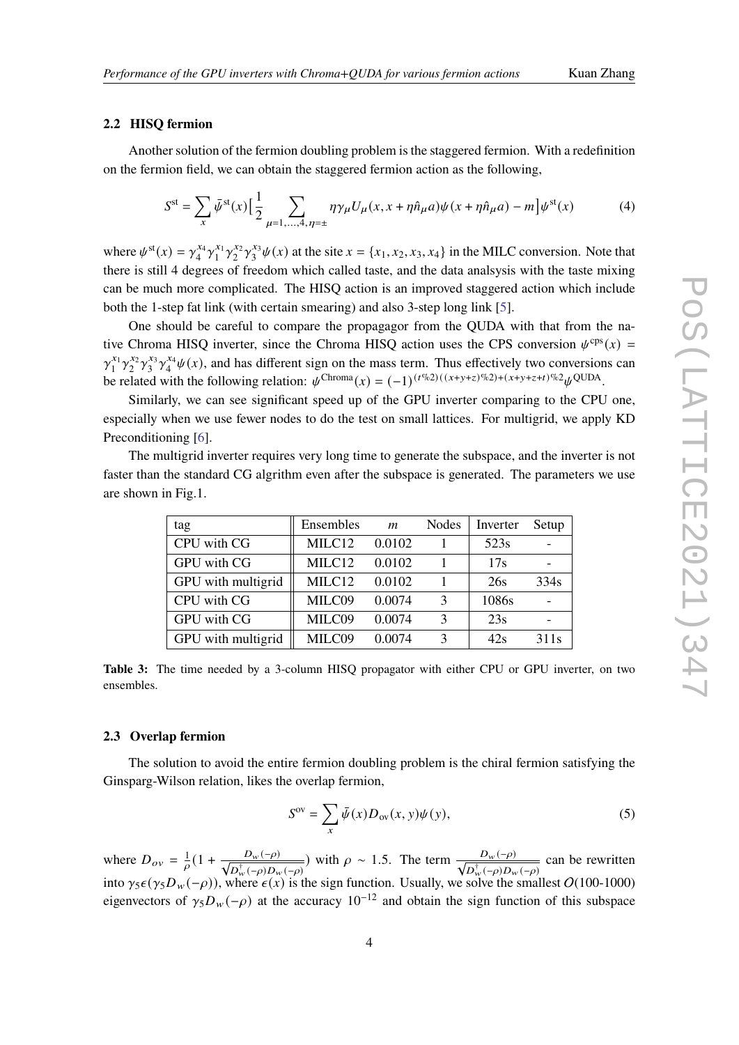### 2.2 HISQ fermion

Another solution of the fermion doubling problem is the staggered fermion. With a redefinition on the fermion field, we can obtain the staggered fermion action as the following,

$$S^{\rm st} = \sum_x \bar{\psi}^{\rm st}(x)\big[\frac{1}{2}\sum_{\mu=1,...,4,\eta=\pm} \eta\gamma_\mu U_\mu(x, x+\eta\hat{n}_\mu a)\psi(x+\eta\hat{n}_\mu a) - m\big]\psi^{\rm st}(x) \tag{4}$$

where $\psi^{\rm st}(x) = \gamma_4^{x_4}\gamma_1^{x_1}\gamma_2^{x_2}\gamma_3^{x_3}\psi(x)$ at the site $x = \{x_1, x_2, x_3, x_4\}$ in the MILC conversion. Note that there is still 4 degrees of freedom which called taste, and the data analsysis with the taste mixing can be much more complicated. The HISQ action is an improved staggered action which include both the 1-step fat link (with certain smearing) and also 3-step long link [5].

One should be careful to compare the propagagor from the QUDA with that from the native Chroma HISQ inverter, since the Chroma HISQ action uses the CPS conversion $\psi^{\rm cps}(x) = \gamma_1^{x_1}\gamma_2^{x_2}\gamma_3^{x_3}\gamma_4^{x_4}\psi(x)$, and has different sign on the mass term. Thus effectively two conversions can be related with the following relation: $\psi^{\rm Chroma}(x) = (-1)^{(t\%2)((x+y+z)\%2)+(x+y+z+t)\%2}\psi^{\rm QUDA}$.

Similarly, we can see significant speed up of the GPU inverter comparing to the CPU one, especially when we use fewer nodes to do the test on small lattices. For multigrid, we apply KD Preconditioning [6].

The multigrid inverter requires very long time to generate the subspace, and the inverter is not faster than the standard CG algrithm even after the subspace is generated. The parameters we use are shown in Fig.1.

| tag | Ensembles | $m$ | Nodes | Inverter | Setup |
|---|---|---|---|---|---|
| CPU with CG | MILC12 | 0.0102 | 1 | 523s | - |
| GPU with CG | MILC12 | 0.0102 | 1 | 17s | - |
| GPU with multigrid | MILC12 | 0.0102 | 1 | 26s | 334s |
| CPU with CG | MILC09 | 0.0074 | 3 | 1086s | - |
| GPU with CG | MILC09 | 0.0074 | 3 | 23s | - |
| GPU with multigrid | MILC09 | 0.0074 | 3 | 42s | 311s |

**Table 3:** The time needed by a 3-column HISQ propagator with either CPU or GPU inverter, on two ensembles.

### 2.3 Overlap fermion

The solution to avoid the entire fermion doubling problem is the chiral fermion satisfying the Ginsparg-Wilson relation, likes the overlap fermion,

$$S^{\rm ov} = \sum_x \bar{\psi}(x)D_{\rm ov}(x,y)\psi(y), \tag{5}$$

where $D_{ov} = \frac{1}{\rho}(1 + \frac{D_w(-\rho)}{\sqrt{D_w^\dagger(-\rho)D_w(-\rho)}})$ with $\rho \sim 1.5$. The term $\frac{D_w(-\rho)}{\sqrt{D_w^\dagger(-\rho)D_w(-\rho)}}$ can be rewritten into $\gamma_5\epsilon(\gamma_5 D_w(-\rho))$, where $\epsilon(x)$ is the sign function. Usually, we solve the smallest $O$(100-1000) eigenvectors of $\gamma_5 D_w(-\rho)$ at the accuracy $10^{-12}$ and obtain the sign function of this subspace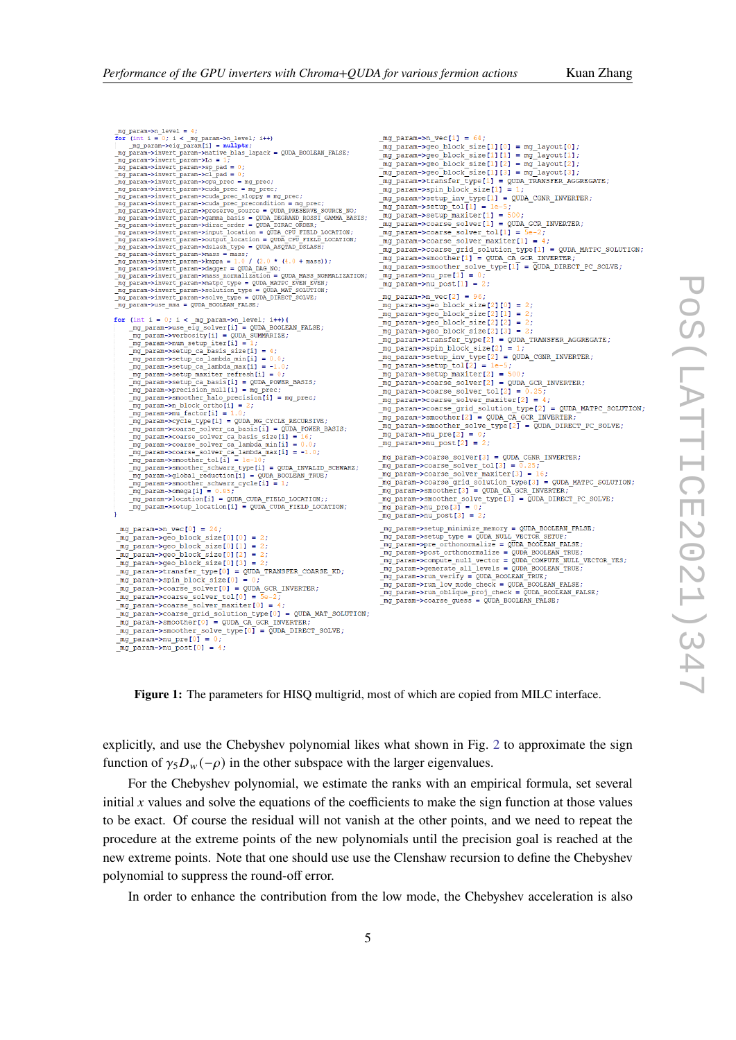```
_mg_param->n_level = 4;
for (int i = 0; i < _mg_param->n_level; i++)
    _mg_param->eig_param[i] = nullptr;
_mg_param->invert_param->native_blas_lapack = QUDA_BOOLEAN_FALSE;
_mg_param->invert_param->Ls = 1;
_mg_param->invert_param->sp_pad = 0;
_mg_param->invert_param->cl_pad = 0;
_mg_param->invert_param->cpu_prec = mg_prec;
_mg_param->invert_param->cuda_prec = mg_prec;
_mg_param->invert_param->cuda_prec_sloppy = mg_prec;
_mg_param->invert_param->cuda_prec_precondition = mg_prec;
_mg_param->invert_param->preserve_source = QUDA_PRESERVE_SOURCE_NO;
_mg_param->invert_param->gamma_basis = QUDA_DEGRAND_ROSSI_GAMMA_BASIS;
_mg_param->invert_param->dirac_order = QUDA_DIRAC_ORDER;
_mg_param->invert_param->input_location = QUDA_CPU_FIELD_LOCATION;
_mg_param->invert_param->output_location = QUDA_CPU_FIELD_LOCATION;
_mg_param->invert_param->dslash_type = QUDA_ASQTAD_DSLASH;
_mg_param->invert_param->mass = mass;
_mg_param->invert_param->kappa = 1.0 / (2.0 * (4.0 + mass));
_mg_param->invert_param->dagger = QUDA_DAG_NO;
_mg_param->invert_param->mass_normalization = QUDA_MASS_NORMALIZATION;
_mg_param->invert_param->matpc_type = QUDA_MATPC_EVEN_EVEN;
_mg_param->invert_param->solution_type = QUDA_MAT_SOLUTION;
_mg_param->invert_param->solve_type = QUDA_DIRECT_SOLVE;
_mg_param->use_mma = QUDA_BOOLEAN_FALSE;

for (int i = 0; i < _mg_param->n_level; i++){
    _mg_param->use_eig_solver[i] = QUDA_BOOLEAN_FALSE;
    _mg_param->verbosity[i] = QUDA_SUMMARIZE;
    _mg_param->num_setup_iter[i] = 1;
    _mg_param->setup_ca_basis_size[i] = 4;
    _mg_param->setup_ca_lambda_min[i] = 0.0;
    _mg_param->setup_ca_lambda_max[i] = -1.0;
    _mg_param->setup_maxiter_refresh[i] = 0;
    _mg_param->setup_ca_basis[i] = QUDA_POWER_BASIS;
    _mg_param->precision_null[i] = mg_prec;
    _mg_param->smoother_halo_precision[i] = mg_prec;
    _mg_param->n_block_ortho[i] = 2;
    _mg_param->mu_factor[i] = 1.0;
    _mg_param->cycle_type[i] = QUDA_MG_CYCLE_RECURSIVE;
    _mg_param->coarse_solver_ca_basis[i] = QUDA_POWER_BASIS;
    _mg_param->coarse_solver_ca_basis_size[i] = 16;
    _mg_param->coarse_solver_ca_lambda_min[i] = 0.0;
    _mg_param->coarse_solver_ca_lambda_max[i] = -1.0;
    _mg_param->smoother_tol[i] = 1e-10;
    _mg_param->smoother_schwarz_type[i] = QUDA_INVALID_SCHWARZ;
    _mg_param->global_reduction[i] = QUDA_BOOLEAN_TRUE;
    _mg_param->smoother_schwarz_cycle[i] = 1;
    _mg_param->omega[i] = 0.85;
    _mg_param->location[i] = QUDA_CUDA_FIELD_LOCATION;;
    _mg_param->setup_location[i] = QUDA_CUDA_FIELD_LOCATION;
}

_mg_param->n_vec[0] = 24;
_mg_param->geo_block_size[0][0] = 2;
_mg_param->geo_block_size[0][1] = 2;
_mg_param->geo_block_size[0][2] = 2;
_mg_param->geo_block_size[0][3] = 2;
_mg_param->transfer_type[0] = QUDA_TRANSFER_COARSE_KD;
_mg_param->spin_block_size[0] = 0;
_mg_param->coarse_solver[0] = QUDA_GCR_INVERTER;
_mg_param->coarse_solver_tol[0] = 5e-2;
_mg_param->coarse_solver_maxiter[0] = 4;
_mg_param->coarse_grid_solution_type[0] = QUDA_MAT_SOLUTION;
_mg_param->smoother[0] = QUDA_CA_GCR_INVERTER;
_mg_param->smoother_solve_type[0] = QUDA_DIRECT_SOLVE;
_mg_param->nu_pre[0] = 0;
_mg_param->nu_post[0] = 4;

_mg_param->n_vec[1] = 64;
_mg_param->geo_block_size[1][0] = mg_layout[0];
_mg_param->geo_block_size[1][1] = mg_layout[1];
_mg_param->geo_block_size[1][2] = mg_layout[2];
_mg_param->geo_block_size[1][3] = mg_layout[3];
_mg_param->transfer_type[1] = QUDA_TRANSFER_AGGREGATE;
_mg_param->spin_block_size[1] = 1;
_mg_param->setup_inv_type[1] = QUDA_CGNR_INVERTER;
_mg_param->setup_tol[1] = 1e-5;
_mg_param->setup_maxiter[1] = 500;
_mg_param->coarse_solver[1] = QUDA_GCR_INVERTER;
_mg_param->coarse_solver_tol[1] = 5e-2;
_mg_param->coarse_solver_maxiter[1] = 4;
_mg_param->coarse_grid_solution_type[1] = QUDA_MATPC_SOLUTION;
_mg_param->smoother[1] = QUDA_CA_GCR_INVERTER;
_mg_param->smoother_solve_type[1] = QUDA_DIRECT_PC_SOLVE;
_mg_param->nu_pre[1] = 0;
_mg_param->nu_post[1] = 2;

_mg_param->n_vec[2] = 96;
_mg_param->geo_block_size[2][0] = 2;
_mg_param->geo_block_size[2][1] = 2;
_mg_param->geo_block_size[2][2] = 2;
_mg_param->geo_block_size[2][3] = 2;
_mg_param->transfer_type[2] = QUDA_TRANSFER_AGGREGATE;
_mg_param->spin_block_size[2] = 1;
_mg_param->setup_inv_type[2] = QUDA_CGNR_INVERTER;
_mg_param->setup_tol[2] = 1e-5;
_mg_param->setup_maxiter[2] = 500;
_mg_param->coarse_solver[2] = QUDA_GCR_INVERTER;
_mg_param->coarse_solver_tol[2] = 0.25;
_mg_param->coarse_solver_maxiter[2] = 4;
_mg_param->coarse_grid_solution_type[2] = QUDA_MATPC_SOLUTION;
_mg_param->smoother[2] = QUDA_CA_GCR_INVERTER;
_mg_param->smoother_solve_type[2] = QUDA_DIRECT_PC_SOLVE;
_mg_param->nu_pre[2] = 0;
_mg_param->nu_post[2] = 2;

_mg_param->coarse_solver[3] = QUDA_CGNR_INVERTER;
_mg_param->coarse_solver_tol[3] = 0.25;
_mg_param->coarse_solver_maxiter[3] = 16;
_mg_param->coarse_grid_solution_type[3] = QUDA_MATPC_SOLUTION;
_mg_param->smoother[3] = QUDA_CA_GCR_INVERTER;
_mg_param->smoother_solve_type[3] = QUDA_DIRECT_PC_SOLVE;
_mg_param->nu_pre[3] = 0;
_mg_param->nu_post[3] = 2;

_mg_param->setup_minimize_memory = QUDA_BOOLEAN_FALSE;
_mg_param->setup_type = QUDA_NULL_VECTOR_SETUP;
_mg_param->pre_orthonormalize = QUDA_BOOLEAN_FALSE;
_mg_param->post_orthonormalize = QUDA_BOOLEAN_TRUE;
_mg_param->compute_null_vector = QUDA_COMPUTE_NULL_VECTOR_YES;
_mg_param->generate_all_levels = QUDA_BOOLEAN_TRUE;
_mg_param->run_verify = QUDA_BOOLEAN_TRUE;
_mg_param->run_low_mode_check = QUDA_BOOLEAN_FALSE;
_mg_param->run_oblique_proj_check = QUDA_BOOLEAN_FALSE;
_mg_param->coarse_guess = QUDA_BOOLEAN_FALSE;
```

**Figure 1:** The parameters for HISQ multigrid, most of which are copied from MILC interface.

explicitly, and use the Chebyshev polynomial likes what shown in Fig. 2 to approximate the sign function of $\gamma_5 D_w(-\rho)$ in the other subspace with the larger eigenvalues.

For the Chebyshev polynomial, we estimate the ranks with an empirical formula, set several initial $x$ values and solve the equations of the coefficients to make the sign function at those values to be exact. Of course the residual will not vanish at the other points, and we need to repeat the procedure at the extreme points of the new polynomials until the precision goal is reached at the new extreme points. Note that one should use use the Clenshaw recursion to define the Chebyshev polynomial to suppress the round-off error.

In order to enhance the contribution from the low mode, the Chebyshev acceleration is also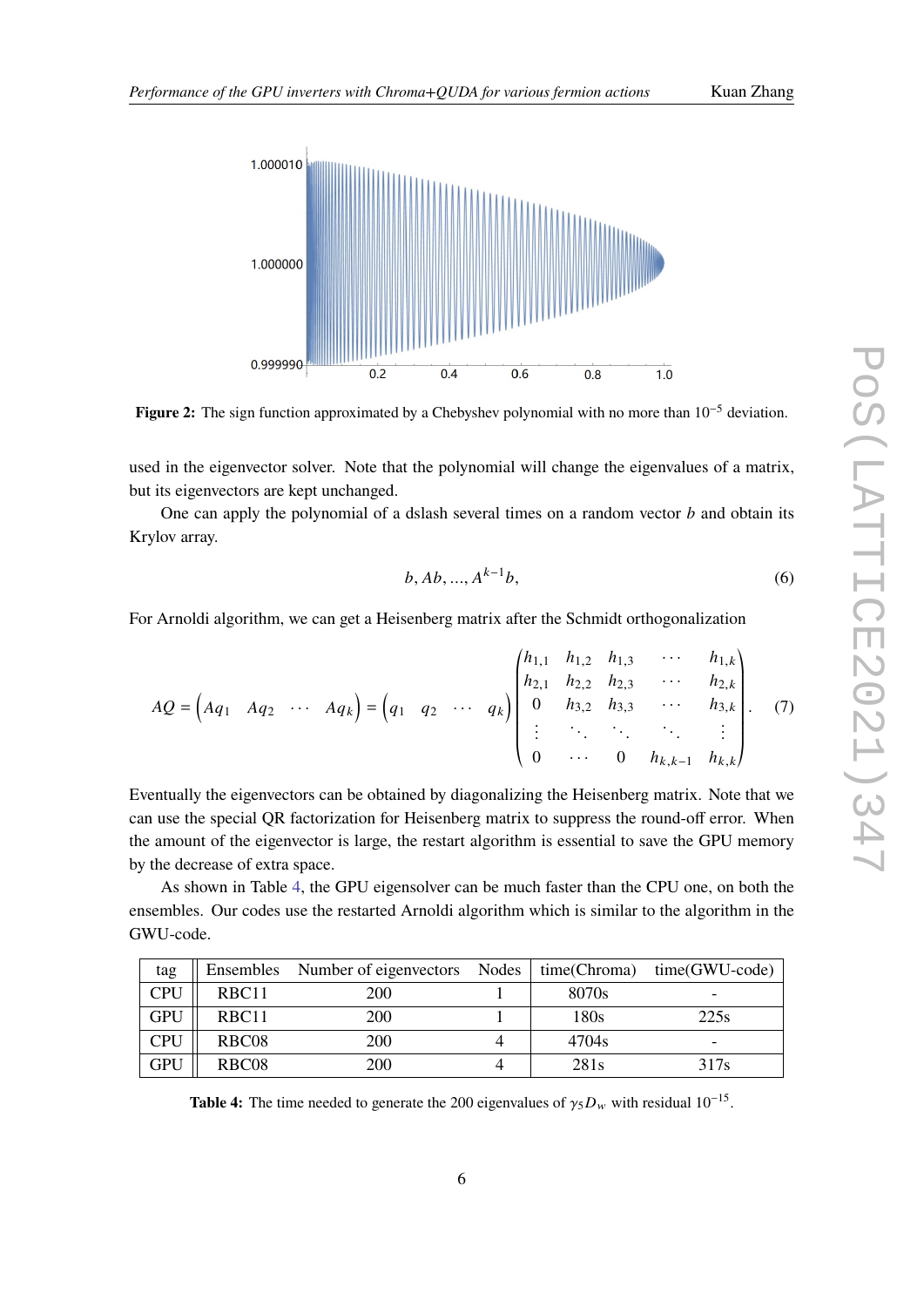Figure 2: The sign function approximated by a Chebyshev polynomial with no more than $10^{-5}$ deviation.

used in the eigenvector solver. Note that the polynomial will change the eigenvalues of a matrix, but its eigenvectors are kept unchanged.

One can apply the polynomial of a dslash several times on a random vector $b$ and obtain its Krylov array.

$$
b, Ab, ..., A^{k-1}b, \tag{6}
$$

For Arnoldi algorithm, we can get a Heisenberg matrix after the Schmidt orthogonalization

$$
AQ = \begin{pmatrix} Aq_1 & Aq_2 & \cdots & Aq_k \end{pmatrix} = \begin{pmatrix} q_1 & q_2 & \cdots & q_k \end{pmatrix} \begin{pmatrix} h_{1,1} & h_{1,2} & h_{1,3} & \cdots & h_{1,k} \\ h_{2,1} & h_{2,2} & h_{2,3} & \cdots & h_{2,k} \\ 0 & h_{3,2} & h_{3,3} & \cdots & h_{3,k} \\ \vdots & \ddots & \ddots & \ddots & \vdots \\ 0 & \cdots & 0 & h_{k,k-1} & h_{k,k} \end{pmatrix}. \tag{7}
$$

Eventually the eigenvectors can be obtained by diagonalizing the Heisenberg matrix. Note that we can use the special QR factorization for Heisenberg matrix to suppress the round-off error. When the amount of the eigenvector is large, the restart algorithm is essential to save the GPU memory by the decrease of extra space.

As shown in Table 4, the GPU eigensolver can be much faster than the CPU one, on both the ensembles. Our codes use the restarted Arnoldi algorithm which is similar to the algorithm in the GWU-code.

| tag | Ensembles | Number of eigenvectors | Nodes | time(Chroma) | time(GWU-code) |
|---|---|---|---|---|---|
| CPU | RBC11 | 200 | 1 | 8070s | - |
| GPU | RBC11 | 200 | 1 | 180s | 225s |
| CPU | RBC08 | 200 | 4 | 4704s | - |
| GPU | RBC08 | 200 | 4 | 281s | 317s |

Table 4: The time needed to generate the 200 eigenvalues of $\gamma_5 D_w$ with residual $10^{-15}$.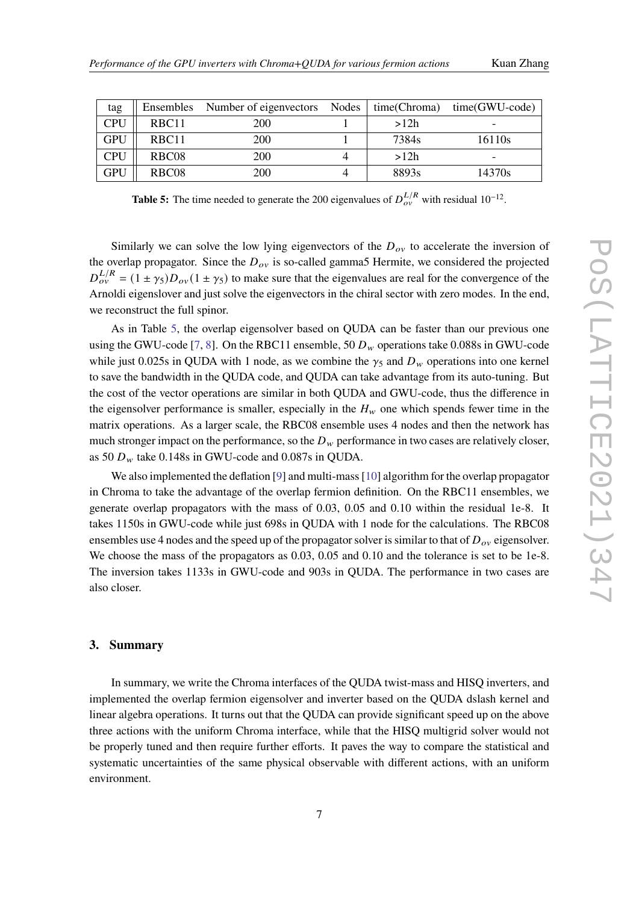| tag | Ensembles | Number of eigenvectors | Nodes | time(Chroma) | time(GWU-code) |
|---|---|---|---|---|---|
| CPU | RBC11 | 200 | 1 | >12h | - |
| GPU | RBC11 | 200 | 1 | 7384s | 16110s |
| CPU | RBC08 | 200 | 4 | >12h | - |
| GPU | RBC08 | 200 | 4 | 8893s | 14370s |

**Table 5:** The time needed to generate the 200 eigenvalues of $D_{ov}^{L/R}$ with residual $10^{-12}$.

Similarly we can solve the low lying eigenvectors of the $D_{ov}$ to accelerate the inversion of the overlap propagator. Since the $D_{ov}$ is so-called gamma5 Hermite, we considered the projected $D_{ov}^{L/R} = (1 \pm \gamma_5) D_{ov} (1 \pm \gamma_5)$ to make sure that the eigenvalues are real for the convergence of the Arnoldi eigenslover and just solve the eigenvectors in the chiral sector with zero modes. In the end, we reconstruct the full spinor.

As in Table 5, the overlap eigensolver based on QUDA can be faster than our previous one using the GWU-code [7, 8]. On the RBC11 ensemble, 50 $D_w$ operations take 0.088s in GWU-code while just 0.025s in QUDA with 1 node, as we combine the $\gamma_5$ and $D_w$ operations into one kernel to save the bandwidth in the QUDA code, and QUDA can take advantage from its auto-tuning. But the cost of the vector operations are similar in both QUDA and GWU-code, thus the difference in the eigensolver performance is smaller, especially in the $H_w$ one which spends fewer time in the matrix operations. As a larger scale, the RBC08 ensemble uses 4 nodes and then the network has much stronger impact on the performance, so the $D_w$ performance in two cases are relatively closer, as 50 $D_w$ take 0.148s in GWU-code and 0.087s in QUDA.

We also implemented the deflation [9] and multi-mass [10] algorithm for the overlap propagator in Chroma to take the advantage of the overlap fermion definition. On the RBC11 ensembles, we generate overlap propagators with the mass of 0.03, 0.05 and 0.10 within the residual 1e-8. It takes 1150s in GWU-code while just 698s in QUDA with 1 node for the calculations. The RBC08 ensembles use 4 nodes and the speed up of the propagator solver is similar to that of $D_{ov}$ eigensolver. We choose the mass of the propagators as 0.03, 0.05 and 0.10 and the tolerance is set to be 1e-8. The inversion takes 1133s in GWU-code and 903s in QUDA. The performance in two cases are also closer.

## 3. Summary

In summary, we write the Chroma interfaces of the QUDA twist-mass and HISQ inverters, and implemented the overlap fermion eigensolver and inverter based on the QUDA dslash kernel and linear algebra operations. It turns out that the QUDA can provide significant speed up on the above three actions with the uniform Chroma interface, while that the HISQ multigrid solver would not be properly tuned and then require further efforts. It paves the way to compare the statistical and systematic uncertainties of the same physical observable with different actions, with an uniform environment.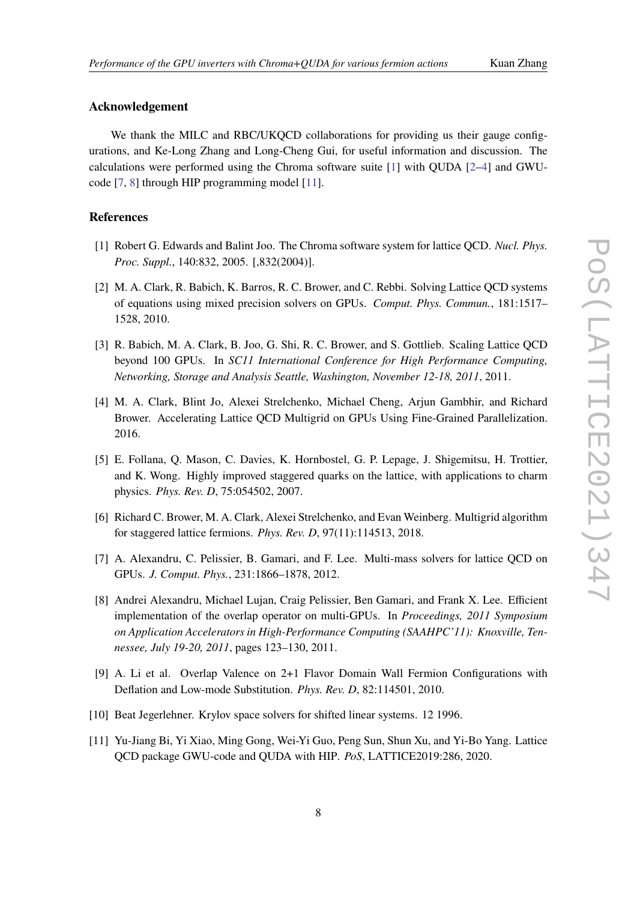### Acknowledgement

We thank the MILC and RBC/UKQCD collaborations for providing us their gauge configurations, and Ke-Long Zhang and Long-Cheng Gui, for useful information and discussion. The calculations were performed using the Chroma software suite [1] with QUDA [2–4] and GWU-code [7, 8] through HIP programming model [11].

### References

[1] Robert G. Edwards and Balint Joo. The Chroma software system for lattice QCD. *Nucl. Phys. Proc. Suppl.*, 140:832, 2005. [,832(2004)].

[2] M. A. Clark, R. Babich, K. Barros, R. C. Brower, and C. Rebbi. Solving Lattice QCD systems of equations using mixed precision solvers on GPUs. *Comput. Phys. Commun.*, 181:1517–1528, 2010.

[3] R. Babich, M. A. Clark, B. Joo, G. Shi, R. C. Brower, and S. Gottlieb. Scaling Lattice QCD beyond 100 GPUs. In *SC11 International Conference for High Performance Computing, Networking, Storage and Analysis Seattle, Washington, November 12-18, 2011*, 2011.

[4] M. A. Clark, Blint Jo, Alexei Strelchenko, Michael Cheng, Arjun Gambhir, and Richard Brower. Accelerating Lattice QCD Multigrid on GPUs Using Fine-Grained Parallelization. 2016.

[5] E. Follana, Q. Mason, C. Davies, K. Hornbostel, G. P. Lepage, J. Shigemitsu, H. Trottier, and K. Wong. Highly improved staggered quarks on the lattice, with applications to charm physics. *Phys. Rev. D*, 75:054502, 2007.

[6] Richard C. Brower, M. A. Clark, Alexei Strelchenko, and Evan Weinberg. Multigrid algorithm for staggered lattice fermions. *Phys. Rev. D*, 97(11):114513, 2018.

[7] A. Alexandru, C. Pelissier, B. Gamari, and F. Lee. Multi-mass solvers for lattice QCD on GPUs. *J. Comput. Phys.*, 231:1866–1878, 2012.

[8] Andrei Alexandru, Michael Lujan, Craig Pelissier, Ben Gamari, and Frank X. Lee. Efficient implementation of the overlap operator on multi-GPUs. In *Proceedings, 2011 Symposium on Application Accelerators in High-Performance Computing (SAAHPC'11): Knoxville, Tennessee, July 19-20, 2011*, pages 123–130, 2011.

[9] A. Li et al. Overlap Valence on 2+1 Flavor Domain Wall Fermion Configurations with Deflation and Low-mode Substitution. *Phys. Rev. D*, 82:114501, 2010.

[10] Beat Jegerlehner. Krylov space solvers for shifted linear systems. 12 1996.

[11] Yu-Jiang Bi, Yi Xiao, Ming Gong, Wei-Yi Guo, Peng Sun, Shun Xu, and Yi-Bo Yang. Lattice QCD package GWU-code and QUDA with HIP. *PoS*, LATTICE2019:286, 2020.